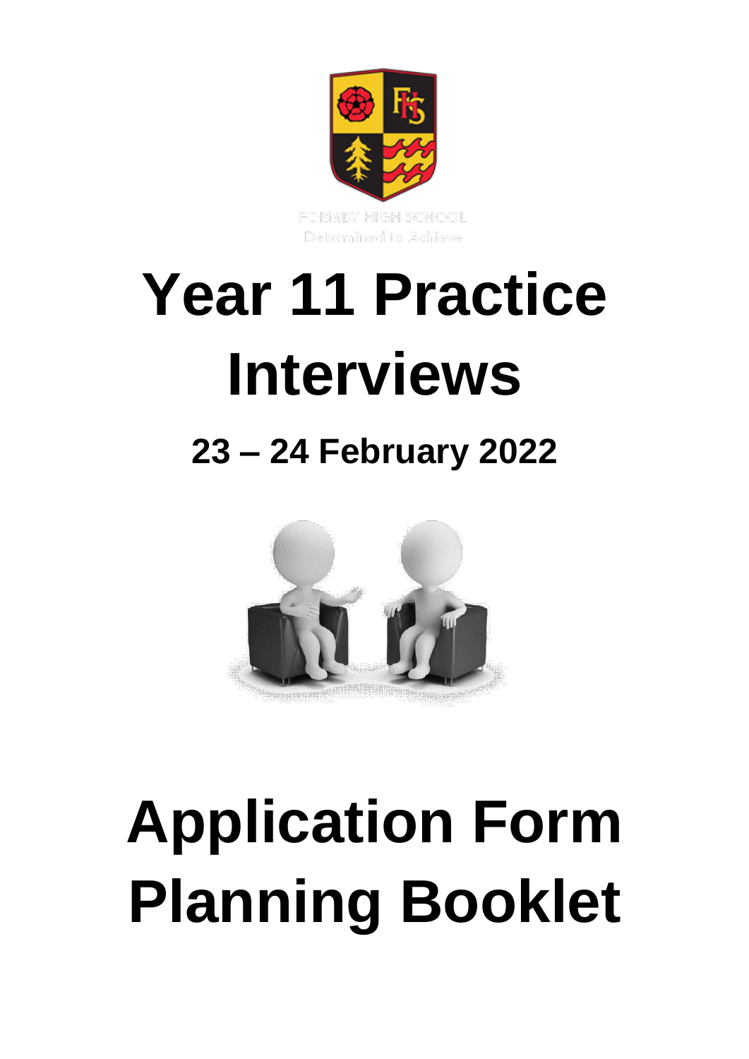FORMBY HIGH SCHOOL

Determined to Achieve

# Year 11 Practice Interviews

## 23 – 24 February 2022

# Application Form Planning Booklet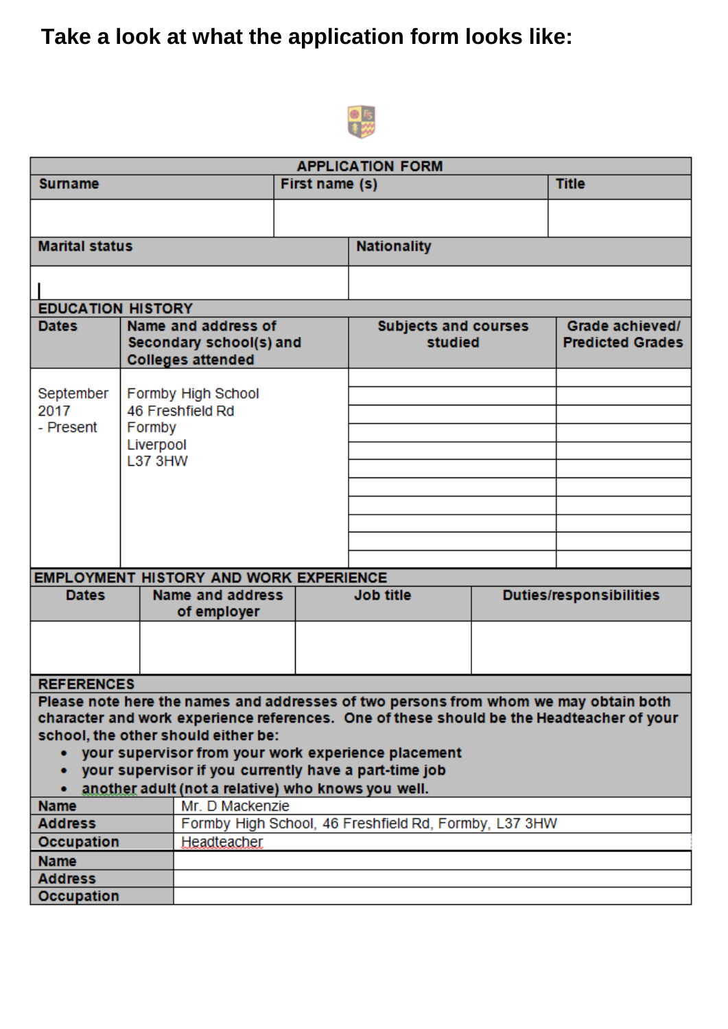**Take a look at what the application form looks like:**

**APPLICATION FORM**

| Surname | First name (s) | Title |
|---|---|---|
| | | |

| Marital status | Nationality |
|---|---|
| | |

**EDUCATION HISTORY**

| Dates | Name and address of Secondary school(s) and Colleges attended | Subjects and courses studied | Grade achieved/ Predicted Grades |
|---|---|---|---|
| September 2017 - Present | Formby High School 46 Freshfield Rd Formby Liverpool L37 3HW | | |
| | | | |
| | | | |
| | | | |
| | | | |
| | | | |
| | | | |
| | | | |
| | | | |
| | | | |
| | | | |

**EMPLOYMENT HISTORY AND WORK EXPERIENCE**

| Dates | Name and address of employer | Job title | Duties/responsibilities |
|---|---|---|---|
| | | | |

**REFERENCES**

**Please note here the names and addresses of two persons from whom we may obtain both character and work experience references. One of these should be the Headteacher of your school, the other should either be:**

- **your supervisor from your work experience placement**
- **your supervisor if you currently have a part-time job**
- **another adult (not a relative) who knows you well.**

| | |
|---|---|
| **Name** | Mr. D Mackenzie |
| **Address** | Formby High School, 46 Freshfield Rd, Formby, L37 3HW |
| **Occupation** | Headteacher |
| **Name** | |
| **Address** | |
| **Occupation** | |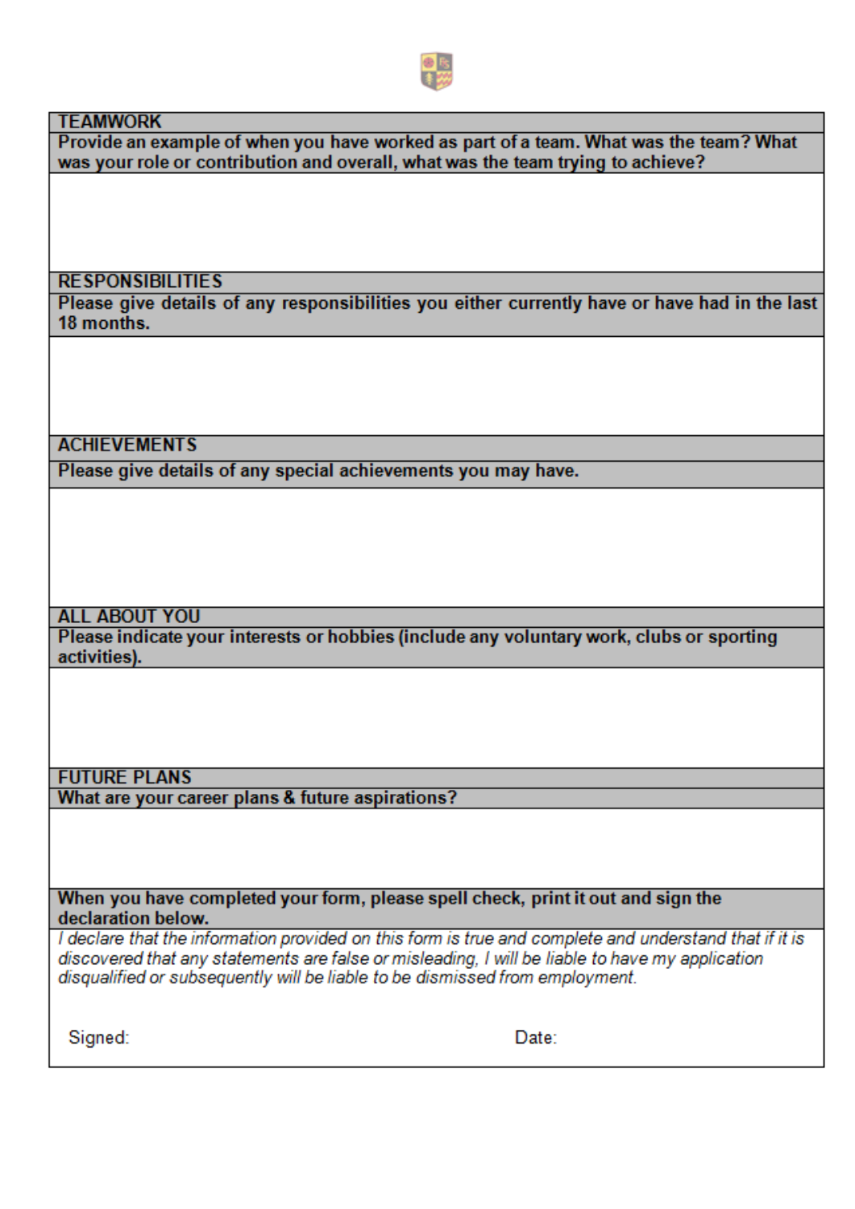## TEAMWORK

**Provide an example of when you have worked as part of a team. What was the team? What was your role or contribution and overall, what was the team trying to achieve?**

## RESPONSIBILITIES

**Please give details of any responsibilities you either currently have or have had in the last 18 months.**

## ACHIEVEMENTS

**Please give details of any special achievements you may have.**

## ALL ABOUT YOU

**Please indicate your interests or hobbies (include any voluntary work, clubs or sporting activities).**

## FUTURE PLANS

**What are your career plans & future aspirations?**

**When you have completed your form, please spell check, print it out and sign the declaration below.**

*I declare that the information provided on this form is true and complete and understand that if it is discovered that any statements are false or misleading, I will be liable to have my application disqualified or subsequently will be liable to be dismissed from employment.*

Signed: Date: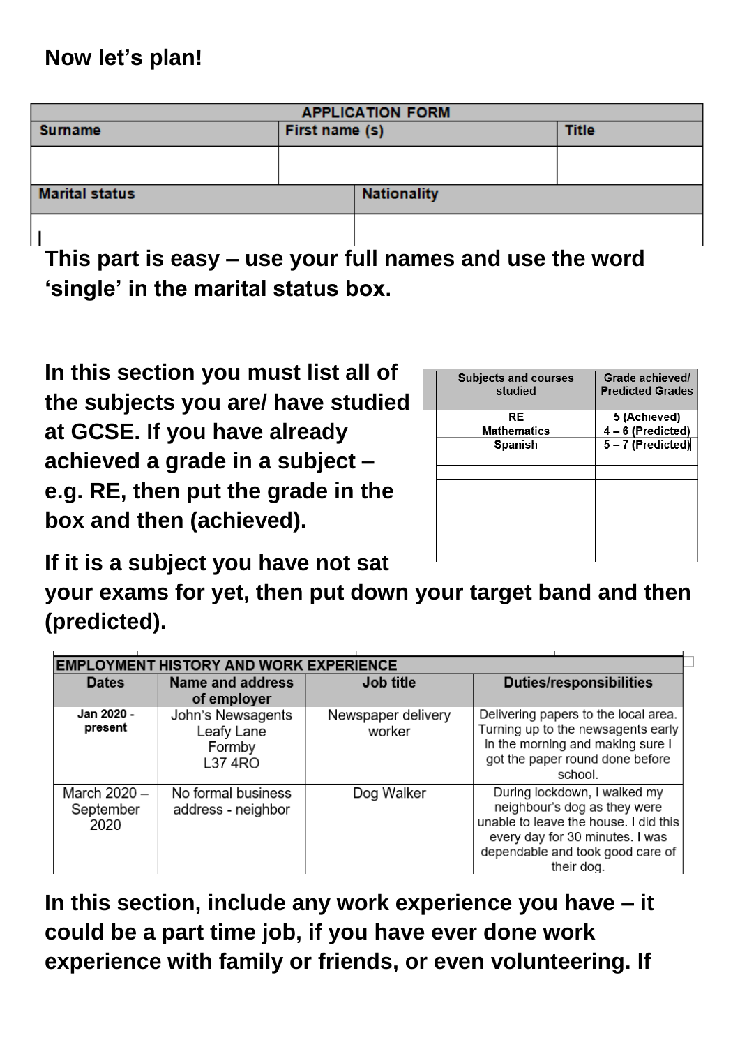**Now let's plan!**

| APPLICATION FORM | | |
|---|---|---|
| **Surname** | **First name (s)** | **Title** |
| | | |
| **Marital status** | **Nationality** | |
| | | |

**This part is easy – use your full names and use the word 'single' in the marital status box.**

**In this section you must list all of the subjects you are/ have studied at GCSE. If you have already achieved a grade in a subject – e.g. RE, then put the grade in the box and then (achieved).**

| Subjects and courses studied | Grade achieved/ Predicted Grades |
|---|---|
| RE | 5 (Achieved) |
| Mathematics | 4 – 6 (Predicted) |
| Spanish | 5 – 7 (Predicted) |
| | |
| | |
| | |
| | |
| | |
| | |
| | |
| | |

**If it is a subject you have not sat your exams for yet, then put down your target band and then (predicted).**

| EMPLOYMENT HISTORY AND WORK EXPERIENCE | | | |
|---|---|---|---|
| **Dates** | **Name and address of employer** | **Job title** | **Duties/responsibilities** |
| Jan 2020 - present | John's Newsagents Leafy Lane Formby L37 4RO | Newspaper delivery worker | Delivering papers to the local area. Turning up to the newsagents early in the morning and making sure I got the paper round done before school. |
| March 2020 – September 2020 | No formal business address - neighbor | Dog Walker | During lockdown, I walked my neighbour's dog as they were unable to leave the house. I did this every day for 30 minutes. I was dependable and took good care of their dog. |

**In this section, include any work experience you have – it could be a part time job, if you have ever done work experience with family or friends, or even volunteering. If**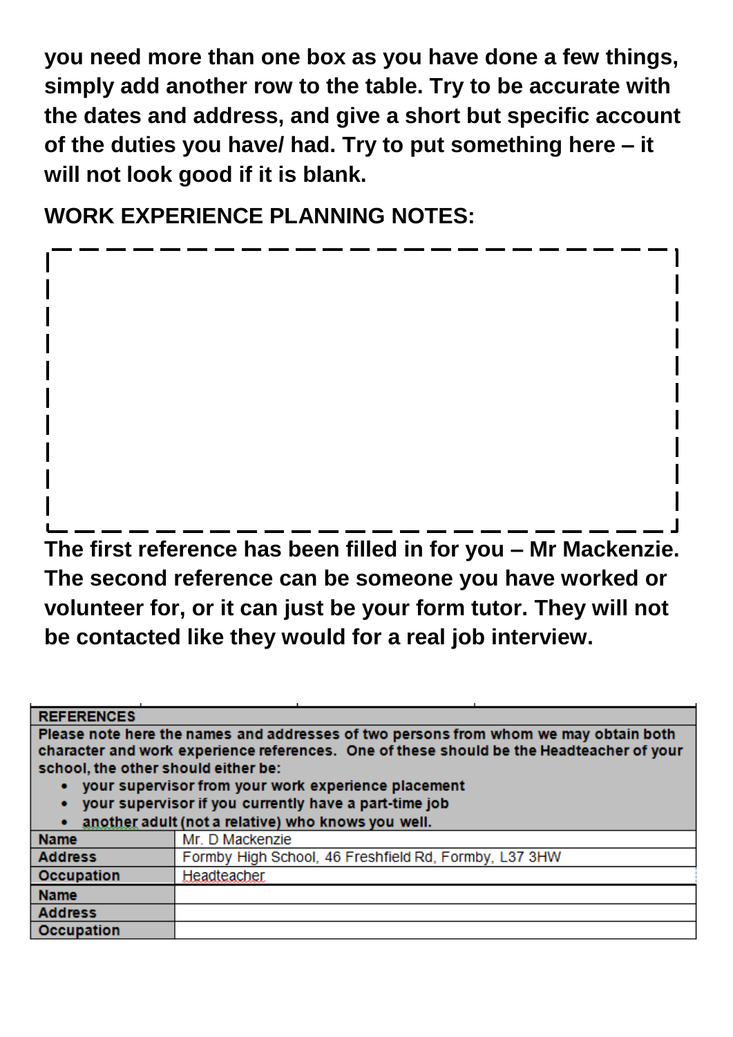**you need more than one box as you have done a few things, simply add another row to the table. Try to be accurate with the dates and address, and give a short but specific account of the duties you have/ had. Try to put something here – it will not look good if it is blank.**

**WORK EXPERIENCE PLANNING NOTES:**

**The first reference has been filled in for you – Mr Mackenzie. The second reference can be someone you have worked or volunteer for, or it can just be your form tutor. They will not be contacted like they would for a real job interview.**

| **REFERENCES** | |
|---|---|
| **Please note here the names and addresses of two persons from whom we may obtain both character and work experience references. One of these should be the Headteacher of your school, the other should either be:** <br> • **your supervisor from your work experience placement** <br> • **your supervisor if you currently have a part-time job** <br> • **another adult (not a relative) who knows you well.** | |
| **Name** | Mr. D Mackenzie |
| **Address** | Formby High School, 46 Freshfield Rd, Formby, L37 3HW |
| **Occupation** | Headteacher |
| **Name** | |
| **Address** | |
| **Occupation** | |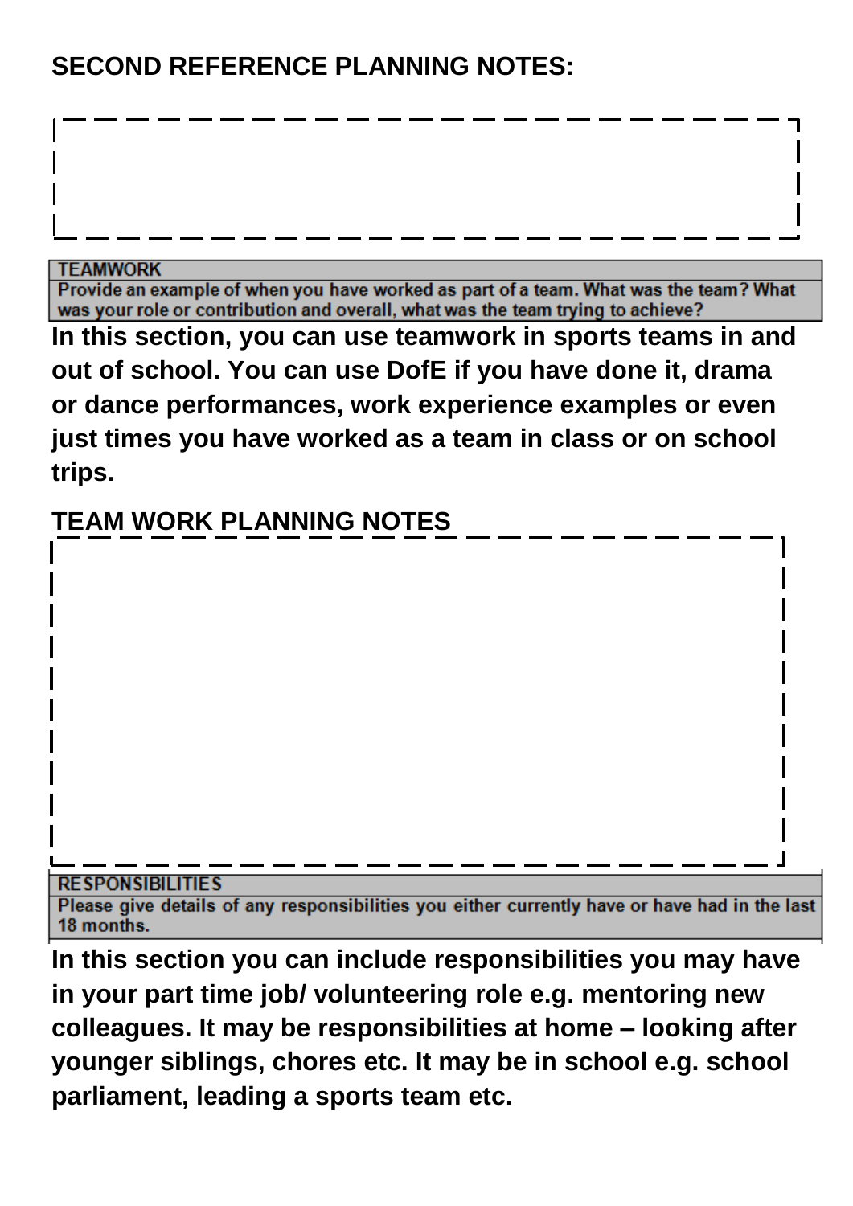**SECOND REFERENCE PLANNING NOTES:**

| TEAMWORK |
| --- |
| Provide an example of when you have worked as part of a team. What was the team? What was your role or contribution and overall, what was the team trying to achieve? |

**In this section, you can use teamwork in sports teams in and out of school. You can use DofE if you have done it, drama or dance performances, work experience examples or even just times you have worked as a team in class or on school trips.**

**TEAM WORK PLANNING NOTES**

| RESPONSIBILITIES |
| --- |
| Please give details of any responsibilities you either currently have or have had in the last 18 months. |

**In this section you can include responsibilities you may have in your part time job/ volunteering role e.g. mentoring new colleagues. It may be responsibilities at home – looking after younger siblings, chores etc. It may be in school e.g. school parliament, leading a sports team etc.**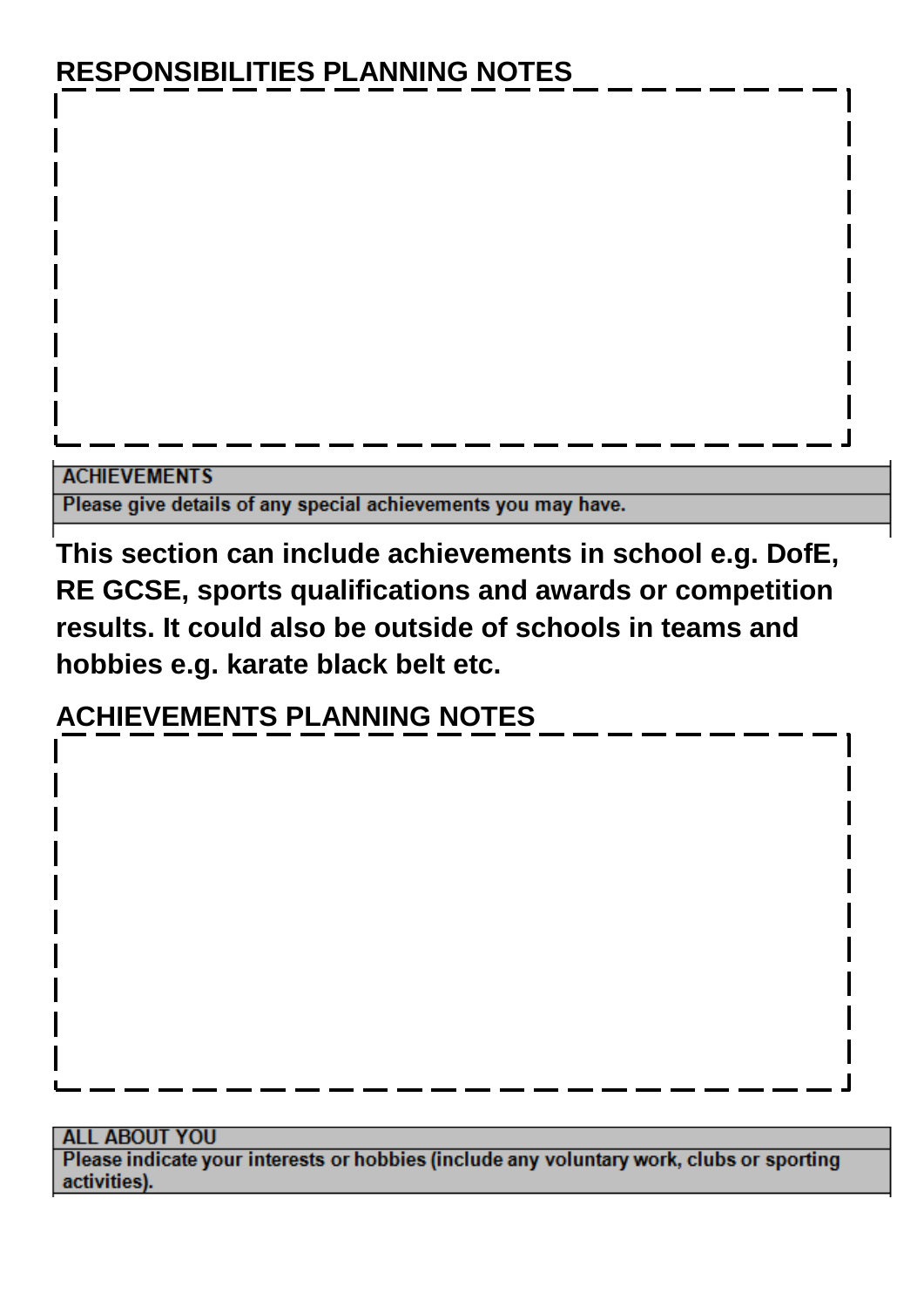**RESPONSIBILITIES PLANNING NOTES**

| ACHIEVEMENTS |
| --- |
| Please give details of any special achievements you may have. |

**This section can include achievements in school e.g. DofE, RE GCSE, sports qualifications and awards or competition results. It could also be outside of schools in teams and hobbies e.g. karate black belt etc.**

**ACHIEVEMENTS PLANNING NOTES**

| ALL ABOUT YOU |
| --- |
| Please indicate your interests or hobbies (include any voluntary work, clubs or sporting activities). |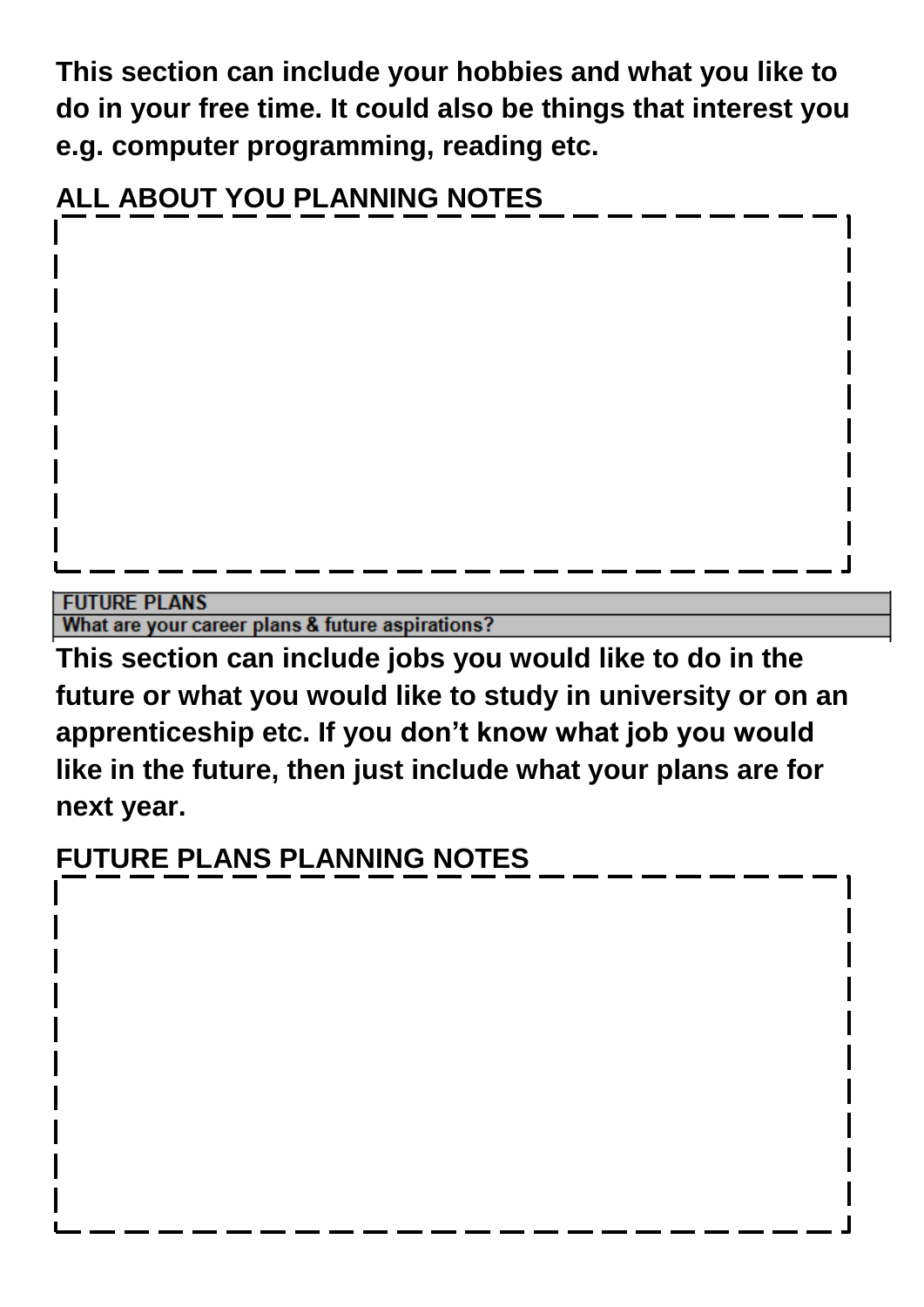**This section can include your hobbies and what you like to do in your free time. It could also be things that interest you e.g. computer programming, reading etc.**

**ALL ABOUT YOU PLANNING NOTES**

| |
|---|
| |

| FUTURE PLANS |
|---|
| What are your career plans & future aspirations? |

**This section can include jobs you would like to do in the future or what you would like to study in university or on an apprenticeship etc. If you don't know what job you would like in the future, then just include what your plans are for next year.**

**FUTURE PLANS PLANNING NOTES**

| |
|---|
| |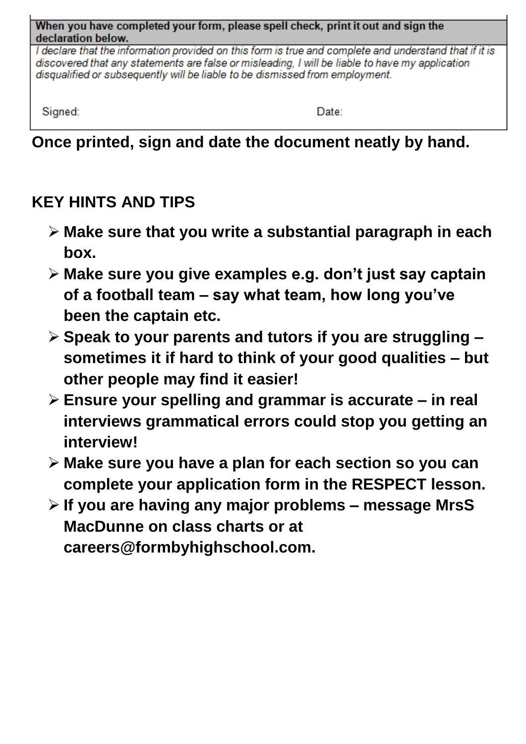| When you have completed your form, please spell check, print it out and sign the declaration below. | |
|---|---|
| *I declare that the information provided on this form is true and complete and understand that if it is discovered that any statements are false or misleading, I will be liable to have my application disqualified or subsequently will be liable to be dismissed from employment.* | |
| Signed: | Date: |

**Once printed, sign and date the document neatly by hand.**

**KEY HINTS AND TIPS**

- **Make sure that you write a substantial paragraph in each box.**
- **Make sure you give examples e.g. don't just say captain of a football team – say what team, how long you've been the captain etc.**
- **Speak to your parents and tutors if you are struggling – sometimes it if hard to think of your good qualities – but other people may find it easier!**
- **Ensure your spelling and grammar is accurate – in real interviews grammatical errors could stop you getting an interview!**
- **Make sure you have a plan for each section so you can complete your application form in the RESPECT lesson.**
- **If you are having any major problems – message MrsS MacDunne on class charts or at careers@formbyhighschool.com.**